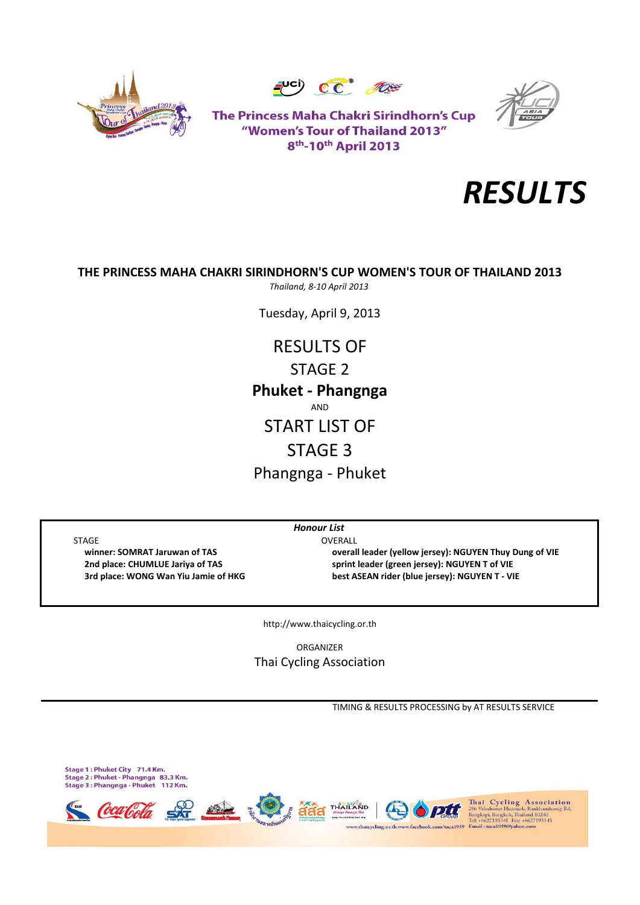The Princess Maha Chakri Sirindhorn's Cup
"Women's Tour of Thailand 2013"
8th-10th April 2013

# RESULTS

## THE PRINCESS MAHA CHAKRI SIRINDHORN'S CUP WOMEN'S TOUR OF THAILAND 2013

*Thailand, 8-10 April 2013*

Tuesday, April 9, 2013

RESULTS OF
STAGE 2
**Phuket - Phangnga**
AND
START LIST OF
STAGE 3
Phangnga - Phuket

***Honour List***

STAGE
**winner: SOMRAT Jaruwan of TAS**
**2nd place: CHUMLUE Jariya of TAS**
**3rd place: WONG Wan Yiu Jamie of HKG**

OVERALL
**overall leader (yellow jersey): NGUYEN Thuy Dung of VIE**
**sprint leader (green jersey): NGUYEN T of VIE**
**best ASEAN rider (blue jersey): NGUYEN T - VIE**

http://www.thaicycling.or.th

ORGANIZER
Thai Cycling Association

TIMING & RESULTS PROCESSING by AT RESULTS SERVICE

**Stage 1 : Phuket City 71.4 Km.**
**Stage 2 : Phuket - Phangnga 83.3 Km.**
**Stage 3 : Phangnga - Phuket 112 Km.**

Thai Cycling Association
286 Velodrome Huamark, Ramkhamhaeng Rd, Bangkapi, Bangkok, Thailand 10240
Tel: +6627193341 Fax: +6627193343
www.thaicycling.or.th www.facebook.com/taca1959 Email : taca1959@yahoo.com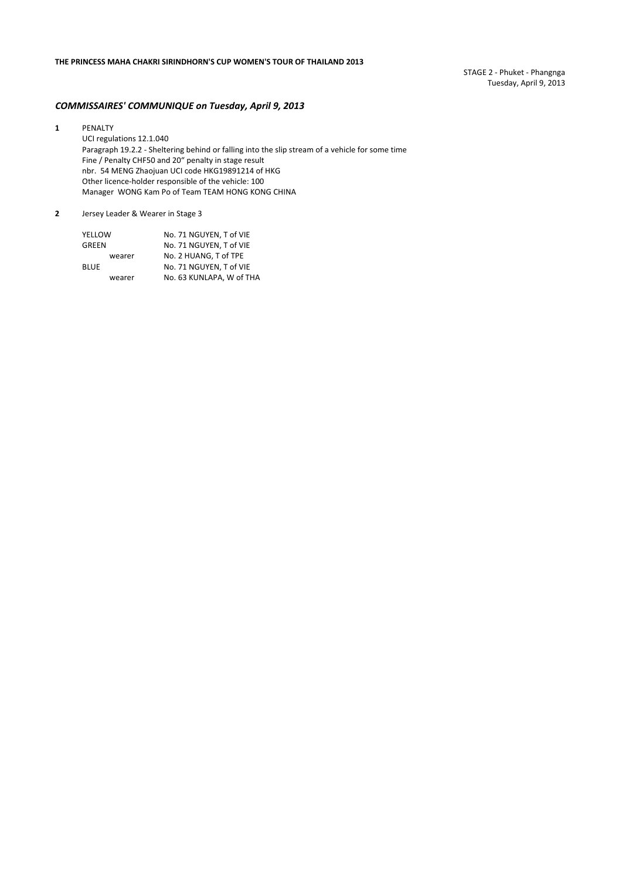**THE PRINCESS MAHA CHAKRI SIRINDHORN'S CUP WOMEN'S TOUR OF THAILAND 2013**

STAGE 2 - Phuket - Phangnga
Tuesday, April 9, 2013

## *COMMISSAIRES' COMMUNIQUE on Tuesday, April 9, 2013*

**1** PENALTY

UCI regulations 12.1.040
Paragraph 19.2.2 - Sheltering behind or falling into the slip stream of a vehicle for some time
Fine / Penalty CHF50 and 20" penalty in stage result
nbr. 54 MENG Zhaojuan UCI code HKG19891214 of HKG
Other licence-holder responsible of the vehicle: 100
Manager WONG Kam Po of Team TEAM HONG KONG CHINA

**2** Jersey Leader & Wearer in Stage 3

| | |
|---|---|
| YELLOW | No. 71 NGUYEN, T of VIE |
| GREEN | No. 71 NGUYEN, T of VIE |
| wearer | No. 2 HUANG, T of TPE |
| BLUE | No. 71 NGUYEN, T of VIE |
| wearer | No. 63 KUNLAPA, W of THA |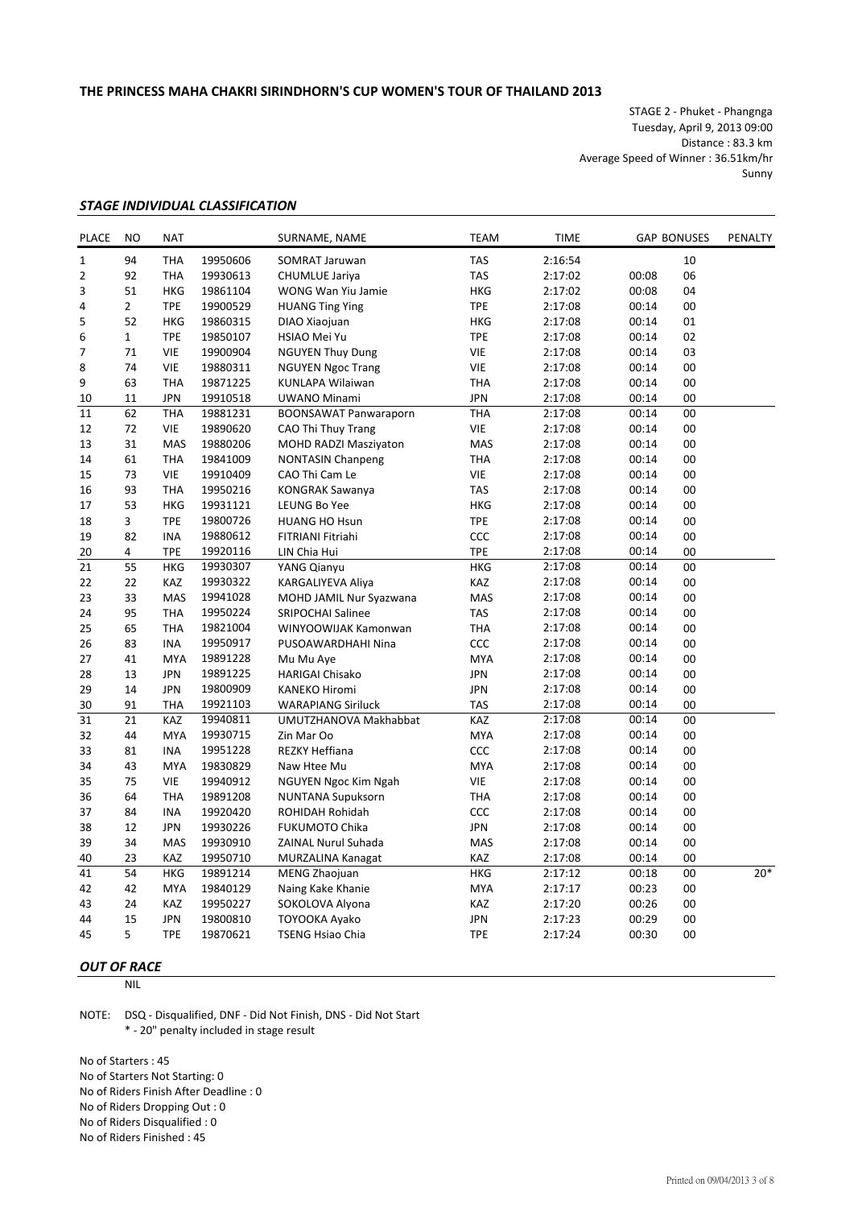**THE PRINCESS MAHA CHAKRI SIRINDHORN'S CUP WOMEN'S TOUR OF THAILAND 2013**

STAGE 2 - Phuket - Phangnga
Tuesday, April 9, 2013 09:00
Distance : 83.3 km
Average Speed of Winner : 36.51km/hr
Sunny

### *STAGE INDIVIDUAL CLASSIFICATION*

| PLACE | NO | NAT | | SURNAME, NAME | TEAM | TIME | GAP | BONUSES | PENALTY |
|---|---|---|---|---|---|---|---|---|---|
| 1 | 94 | THA | 19950606 | SOMRAT Jaruwan | TAS | 2:16:54 | | 10 | |
| 2 | 92 | THA | 19930613 | CHUMLUE Jariya | TAS | 2:17:02 | 00:08 | 06 | |
| 3 | 51 | HKG | 19861104 | WONG Wan Yiu Jamie | HKG | 2:17:02 | 00:08 | 04 | |
| 4 | 2 | TPE | 19900529 | HUANG Ting Ying | TPE | 2:17:08 | 00:14 | 00 | |
| 5 | 52 | HKG | 19860315 | DIAO Xiaojuan | HKG | 2:17:08 | 00:14 | 01 | |
| 6 | 1 | TPE | 19850107 | HSIAO Mei Yu | TPE | 2:17:08 | 00:14 | 02 | |
| 7 | 71 | VIE | 19900904 | NGUYEN Thuy Dung | VIE | 2:17:08 | 00:14 | 03 | |
| 8 | 74 | VIE | 19880311 | NGUYEN Ngoc Trang | VIE | 2:17:08 | 00:14 | 00 | |
| 9 | 63 | THA | 19871225 | KUNLAPA Wilaiwan | THA | 2:17:08 | 00:14 | 00 | |
| 10 | 11 | JPN | 19910518 | UWANO Minami | JPN | 2:17:08 | 00:14 | 00 | |
| 11 | 62 | THA | 19881231 | BOONSAWAT Panwaraporn | THA | 2:17:08 | 00:14 | 00 | |
| 12 | 72 | VIE | 19890620 | CAO Thi Thuy Trang | VIE | 2:17:08 | 00:14 | 00 | |
| 13 | 31 | MAS | 19880206 | MOHD RADZI Masziyaton | MAS | 2:17:08 | 00:14 | 00 | |
| 14 | 61 | THA | 19841009 | NONTASIN Chanpeng | THA | 2:17:08 | 00:14 | 00 | |
| 15 | 73 | VIE | 19910409 | CAO Thi Cam Le | VIE | 2:17:08 | 00:14 | 00 | |
| 16 | 93 | THA | 19950216 | KONGRAK Sawanya | TAS | 2:17:08 | 00:14 | 00 | |
| 17 | 53 | HKG | 19931121 | LEUNG Bo Yee | HKG | 2:17:08 | 00:14 | 00 | |
| 18 | 3 | TPE | 19800726 | HUANG HO Hsun | TPE | 2:17:08 | 00:14 | 00 | |
| 19 | 82 | INA | 19880612 | FITRIANI Fitriahi | CCC | 2:17:08 | 00:14 | 00 | |
| 20 | 4 | TPE | 19920116 | LIN Chia Hui | TPE | 2:17:08 | 00:14 | 00 | |
| 21 | 55 | HKG | 19930307 | YANG Qianyu | HKG | 2:17:08 | 00:14 | 00 | |
| 22 | 22 | KAZ | 19930322 | KARGALIYEVA Aliya | KAZ | 2:17:08 | 00:14 | 00 | |
| 23 | 33 | MAS | 19941028 | MOHD JAMIL Nur Syazwana | MAS | 2:17:08 | 00:14 | 00 | |
| 24 | 95 | THA | 19950224 | SRIPOCHAI Salinee | TAS | 2:17:08 | 00:14 | 00 | |
| 25 | 65 | THA | 19821004 | WINYOOWIJAK Kamonwan | THA | 2:17:08 | 00:14 | 00 | |
| 26 | 83 | INA | 19950917 | PUSOAWARDHAHI Nina | CCC | 2:17:08 | 00:14 | 00 | |
| 27 | 41 | MYA | 19891228 | Mu Mu Aye | MYA | 2:17:08 | 00:14 | 00 | |
| 28 | 13 | JPN | 19891225 | HARIGAI Chisako | JPN | 2:17:08 | 00:14 | 00 | |
| 29 | 14 | JPN | 19800909 | KANEKO Hiromi | JPN | 2:17:08 | 00:14 | 00 | |
| 30 | 91 | THA | 19921103 | WARAPIANG Siriluck | TAS | 2:17:08 | 00:14 | 00 | |
| 31 | 21 | KAZ | 19940811 | UMUTZHANOVA Makhabbat | KAZ | 2:17:08 | 00:14 | 00 | |
| 32 | 44 | MYA | 19930715 | Zin Mar Oo | MYA | 2:17:08 | 00:14 | 00 | |
| 33 | 81 | INA | 19951228 | REZKY Heffiana | CCC | 2:17:08 | 00:14 | 00 | |
| 34 | 43 | MYA | 19830829 | Naw Htee Mu | MYA | 2:17:08 | 00:14 | 00 | |
| 35 | 75 | VIE | 19940912 | NGUYEN Ngoc Kim Ngah | VIE | 2:17:08 | 00:14 | 00 | |
| 36 | 64 | THA | 19891208 | NUNTANA Supuksorn | THA | 2:17:08 | 00:14 | 00 | |
| 37 | 84 | INA | 19920420 | ROHIDAH Rohidah | CCC | 2:17:08 | 00:14 | 00 | |
| 38 | 12 | JPN | 19930226 | FUKUMOTO Chika | JPN | 2:17:08 | 00:14 | 00 | |
| 39 | 34 | MAS | 19930910 | ZAINAL Nurul Suhada | MAS | 2:17:08 | 00:14 | 00 | |
| 40 | 23 | KAZ | 19950710 | MURZALINA Kanagat | KAZ | 2:17:08 | 00:14 | 00 | |
| 41 | 54 | HKG | 19891214 | MENG Zhaojuan | HKG | 2:17:12 | 00:18 | 00 | 20* |
| 42 | 42 | MYA | 19840129 | Naing Kake Khanie | MYA | 2:17:17 | 00:23 | 00 | |
| 43 | 24 | KAZ | 19950227 | SOKOLOVA Alyona | KAZ | 2:17:20 | 00:26 | 00 | |
| 44 | 15 | JPN | 19800810 | TOYOOKA Ayako | JPN | 2:17:23 | 00:29 | 00 | |
| 45 | 5 | TPE | 19870621 | TSENG Hsiao Chia | TPE | 2:17:24 | 00:30 | 00 | |

### *OUT OF RACE*

NIL

NOTE: DSQ - Disqualified, DNF - Did Not Finish, DNS - Did Not Start
* - 20" penalty included in stage result

No of Starters : 45
No of Starters Not Starting: 0
No of Riders Finish After Deadline : 0
No of Riders Dropping Out : 0
No of Riders Disqualified : 0
No of Riders Finished : 45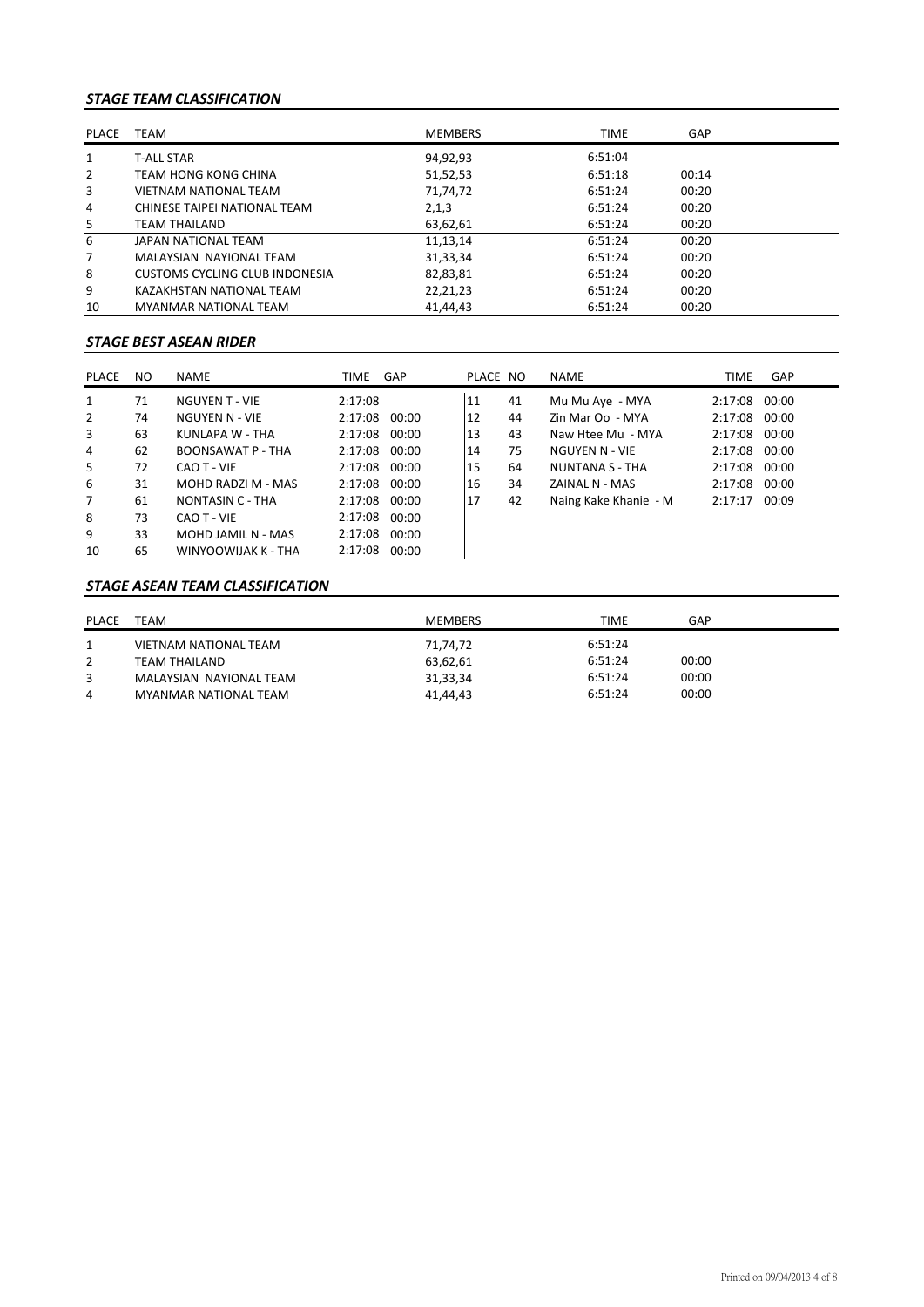### *STAGE TEAM CLASSIFICATION*

| PLACE | TEAM | MEMBERS | TIME | GAP |
|---|---|---|---|---|
| 1 | T-ALL STAR | 94,92,93 | 6:51:04 | |
| 2 | TEAM HONG KONG CHINA | 51,52,53 | 6:51:18 | 00:14 |
| 3 | VIETNAM NATIONAL TEAM | 71,74,72 | 6:51:24 | 00:20 |
| 4 | CHINESE TAIPEI NATIONAL TEAM | 2,1,3 | 6:51:24 | 00:20 |
| 5 | TEAM THAILAND | 63,62,61 | 6:51:24 | 00:20 |
| 6 | JAPAN NATIONAL TEAM | 11,13,14 | 6:51:24 | 00:20 |
| 7 | MALAYSIAN NAYIONAL TEAM | 31,33,34 | 6:51:24 | 00:20 |
| 8 | CUSTOMS CYCLING CLUB INDONESIA | 82,83,81 | 6:51:24 | 00:20 |
| 9 | KAZAKHSTAN NATIONAL TEAM | 22,21,23 | 6:51:24 | 00:20 |
| 10 | MYANMAR NATIONAL TEAM | 41,44,43 | 6:51:24 | 00:20 |

### *STAGE BEST ASEAN RIDER*

| PLACE | NO | NAME | TIME | GAP |
|---|---|---|---|---|
| 1 | 71 | NGUYEN T - VIE | 2:17:08 | |
| 2 | 74 | NGUYEN N - VIE | 2:17:08 | 00:00 |
| 3 | 63 | KUNLAPA W - THA | 2:17:08 | 00:00 |
| 4 | 62 | BOONSAWAT P - THA | 2:17:08 | 00:00 |
| 5 | 72 | CAO T - VIE | 2:17:08 | 00:00 |
| 6 | 31 | MOHD RADZI M - MAS | 2:17:08 | 00:00 |
| 7 | 61 | NONTASIN C - THA | 2:17:08 | 00:00 |
| 8 | 73 | CAO T - VIE | 2:17:08 | 00:00 |
| 9 | 33 | MOHD JAMIL N - MAS | 2:17:08 | 00:00 |
| 10 | 65 | WINYOOWIJAK K - THA | 2:17:08 | 00:00 |
| 11 | 41 | Mu Mu Aye - MYA | 2:17:08 | 00:00 |
| 12 | 44 | Zin Mar Oo - MYA | 2:17:08 | 00:00 |
| 13 | 43 | Naw Htee Mu - MYA | 2:17:08 | 00:00 |
| 14 | 75 | NGUYEN N - VIE | 2:17:08 | 00:00 |
| 15 | 64 | NUNTANA S - THA | 2:17:08 | 00:00 |
| 16 | 34 | ZAINAL N - MAS | 2:17:08 | 00:00 |
| 17 | 42 | Naing Kake Khanie - M | 2:17:17 | 00:09 |

### *STAGE ASEAN TEAM CLASSIFICATION*

| PLACE | TEAM | MEMBERS | TIME | GAP |
|---|---|---|---|---|
| 1 | VIETNAM NATIONAL TEAM | 71,74,72 | 6:51:24 | |
| 2 | TEAM THAILAND | 63,62,61 | 6:51:24 | 00:00 |
| 3 | MALAYSIAN NAYIONAL TEAM | 31,33,34 | 6:51:24 | 00:00 |
| 4 | MYANMAR NATIONAL TEAM | 41,44,43 | 6:51:24 | 00:00 |

Printed on 09/04/2013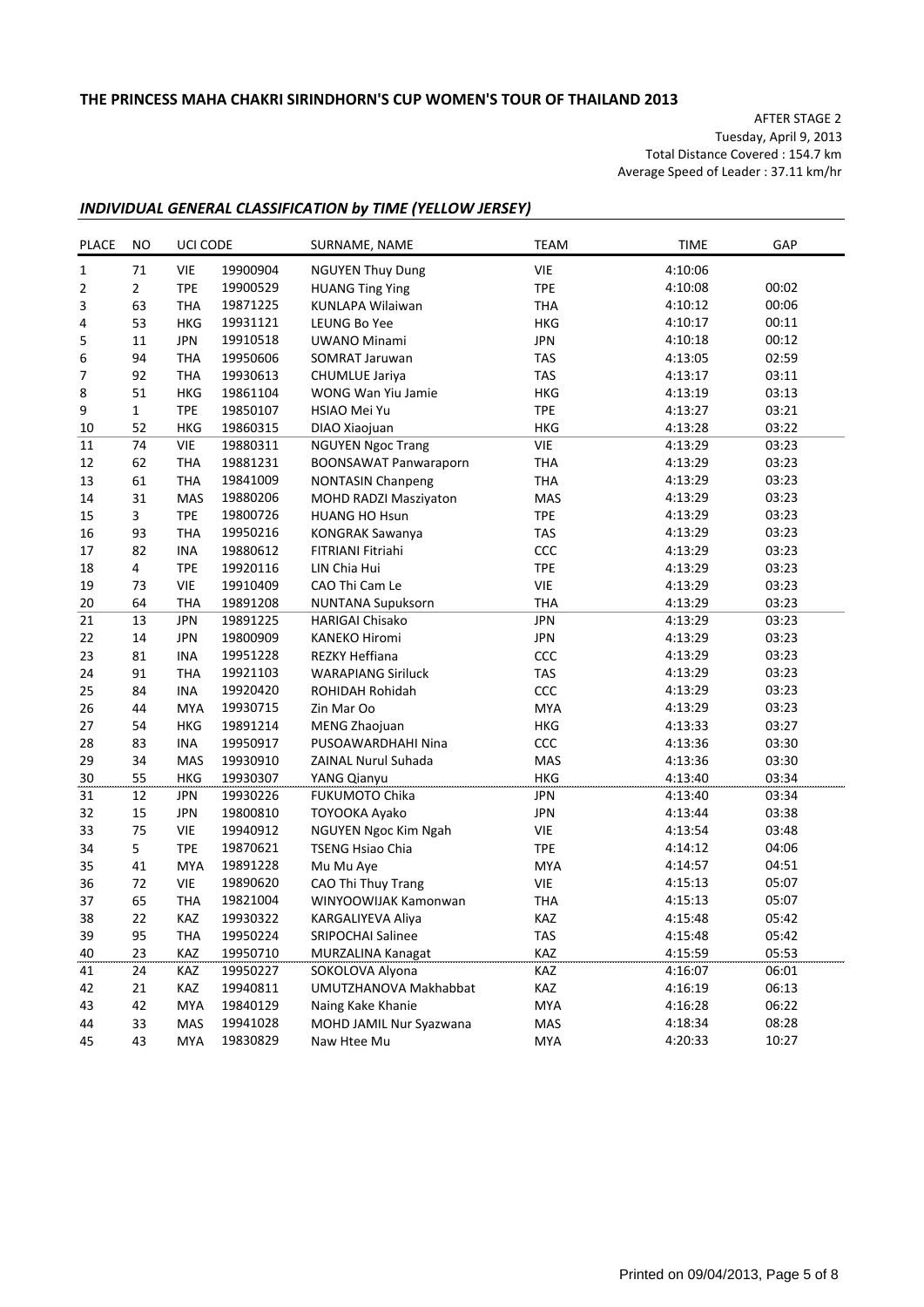# THE PRINCESS MAHA CHAKRI SIRINDHORN'S CUP WOMEN'S TOUR OF THAILAND 2013

AFTER STAGE 2
Tuesday, April 9, 2013
Total Distance Covered : 154.7 km
Average Speed of Leader : 37.11 km/hr

## *INDIVIDUAL GENERAL CLASSIFICATION by TIME (YELLOW JERSEY)*

| PLACE | NO | UCI CODE | | SURNAME, NAME | TEAM | TIME | GAP |
|---|---|---|---|---|---|---|---|
| 1 | 71 | VIE | 19900904 | NGUYEN Thuy Dung | VIE | 4:10:06 | |
| 2 | 2 | TPE | 19900529 | HUANG Ting Ying | TPE | 4:10:08 | 00:02 |
| 3 | 63 | THA | 19871225 | KUNLAPA Wilaiwan | THA | 4:10:12 | 00:06 |
| 4 | 53 | HKG | 19931121 | LEUNG Bo Yee | HKG | 4:10:17 | 00:11 |
| 5 | 11 | JPN | 19910518 | UWANO Minami | JPN | 4:10:18 | 00:12 |
| 6 | 94 | THA | 19950606 | SOMRAT Jaruwan | TAS | 4:13:05 | 02:59 |
| 7 | 92 | THA | 19930613 | CHUMLUE Jariya | TAS | 4:13:17 | 03:11 |
| 8 | 51 | HKG | 19861104 | WONG Wan Yiu Jamie | HKG | 4:13:19 | 03:13 |
| 9 | 1 | TPE | 19850107 | HSIAO Mei Yu | TPE | 4:13:27 | 03:21 |
| 10 | 52 | HKG | 19860315 | DIAO Xiaojuan | HKG | 4:13:28 | 03:22 |
| 11 | 74 | VIE | 19880311 | NGUYEN Ngoc Trang | VIE | 4:13:29 | 03:23 |
| 12 | 62 | THA | 19881231 | BOONSAWAT Panwaraporn | THA | 4:13:29 | 03:23 |
| 13 | 61 | THA | 19841009 | NONTASIN Chanpeng | THA | 4:13:29 | 03:23 |
| 14 | 31 | MAS | 19880206 | MOHD RADZI Masziyaton | MAS | 4:13:29 | 03:23 |
| 15 | 3 | TPE | 19800726 | HUANG HO Hsun | TPE | 4:13:29 | 03:23 |
| 16 | 93 | THA | 19950216 | KONGRAK Sawanya | TAS | 4:13:29 | 03:23 |
| 17 | 82 | INA | 19880612 | FITRIANI Fitriahi | CCC | 4:13:29 | 03:23 |
| 18 | 4 | TPE | 19920116 | LIN Chia Hui | TPE | 4:13:29 | 03:23 |
| 19 | 73 | VIE | 19910409 | CAO Thi Cam Le | VIE | 4:13:29 | 03:23 |
| 20 | 64 | THA | 19891208 | NUNTANA Supuksorn | THA | 4:13:29 | 03:23 |
| 21 | 13 | JPN | 19891225 | HARIGAI Chisako | JPN | 4:13:29 | 03:23 |
| 22 | 14 | JPN | 19800909 | KANEKO Hiromi | JPN | 4:13:29 | 03:23 |
| 23 | 81 | INA | 19951228 | REZKY Heffiana | CCC | 4:13:29 | 03:23 |
| 24 | 91 | THA | 19921103 | WARAPIANG Siriluck | TAS | 4:13:29 | 03:23 |
| 25 | 84 | INA | 19920420 | ROHIDAH Rohidah | CCC | 4:13:29 | 03:23 |
| 26 | 44 | MYA | 19930715 | Zin Mar Oo | MYA | 4:13:29 | 03:23 |
| 27 | 54 | HKG | 19891214 | MENG Zhaojuan | HKG | 4:13:33 | 03:27 |
| 28 | 83 | INA | 19950917 | PUSOAWARDHAHI Nina | CCC | 4:13:36 | 03:30 |
| 29 | 34 | MAS | 19930910 | ZAINAL Nurul Suhada | MAS | 4:13:36 | 03:30 |
| 30 | 55 | HKG | 19930307 | YANG Qianyu | HKG | 4:13:40 | 03:34 |
| 31 | 12 | JPN | 19930226 | FUKUMOTO Chika | JPN | 4:13:40 | 03:34 |
| 32 | 15 | JPN | 19800810 | TOYOOKA Ayako | JPN | 4:13:44 | 03:38 |
| 33 | 75 | VIE | 19940912 | NGUYEN Ngoc Kim Ngah | VIE | 4:13:54 | 03:48 |
| 34 | 5 | TPE | 19870621 | TSENG Hsiao Chia | TPE | 4:14:12 | 04:06 |
| 35 | 41 | MYA | 19891228 | Mu Mu Aye | MYA | 4:14:57 | 04:51 |
| 36 | 72 | VIE | 19890620 | CAO Thi Thuy Trang | VIE | 4:15:13 | 05:07 |
| 37 | 65 | THA | 19821004 | WINYOOWIJAK Kamonwan | THA | 4:15:13 | 05:07 |
| 38 | 22 | KAZ | 19930322 | KARGALIYEVA Aliya | KAZ | 4:15:48 | 05:42 |
| 39 | 95 | THA | 19950224 | SRIPOCHAI Salinee | TAS | 4:15:48 | 05:42 |
| 40 | 23 | KAZ | 19950710 | MURZALINA Kanagat | KAZ | 4:15:59 | 05:53 |
| 41 | 24 | KAZ | 19950227 | SOKOLOVA Alyona | KAZ | 4:16:07 | 06:01 |
| 42 | 21 | KAZ | 19940811 | UMUTZHANOVA Makhabbat | KAZ | 4:16:19 | 06:13 |
| 43 | 42 | MYA | 19840129 | Naing Kake Khanie | MYA | 4:16:28 | 06:22 |
| 44 | 33 | MAS | 19941028 | MOHD JAMIL Nur Syazwana | MAS | 4:18:34 | 08:28 |
| 45 | 43 | MYA | 19830829 | Naw Htee Mu | MYA | 4:20:33 | 10:27 |

Printed on 09/04/2013, Page 5 of 8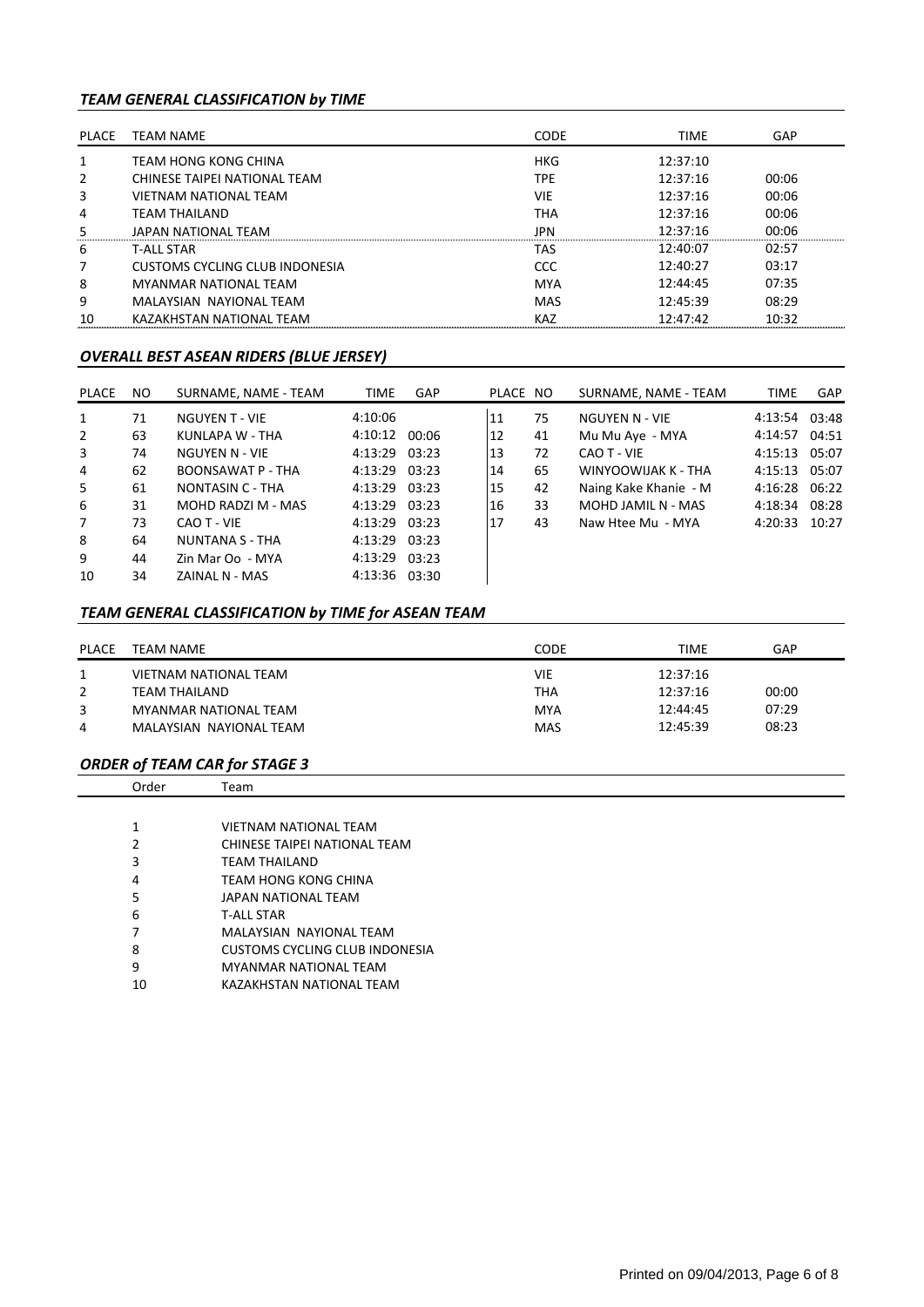### *TEAM GENERAL CLASSIFICATION by TIME*

| PLACE | TEAM NAME | CODE | TIME | GAP |
|---|---|---|---|---|
| 1 | TEAM HONG KONG CHINA | HKG | 12:37:10 | |
| 2 | CHINESE TAIPEI NATIONAL TEAM | TPE | 12:37:16 | 00:06 |
| 3 | VIETNAM NATIONAL TEAM | VIE | 12:37:16 | 00:06 |
| 4 | TEAM THAILAND | THA | 12:37:16 | 00:06 |
| 5 | JAPAN NATIONAL TEAM | JPN | 12:37:16 | 00:06 |
| 6 | T-ALL STAR | TAS | 12:40:07 | 02:57 |
| 7 | CUSTOMS CYCLING CLUB INDONESIA | CCC | 12:40:27 | 03:17 |
| 8 | MYANMAR NATIONAL TEAM | MYA | 12:44:45 | 07:35 |
| 9 | MALAYSIAN NAYIONAL TEAM | MAS | 12:45:39 | 08:29 |
| 10 | KAZAKHSTAN NATIONAL TEAM | KAZ | 12:47:42 | 10:32 |

### *OVERALL BEST ASEAN RIDERS (BLUE JERSEY)*

| PLACE | NO | SURNAME, NAME - TEAM | TIME | GAP |
|---|---|---|---|---|
| 1 | 71 | NGUYEN T - VIE | 4:10:06 | |
| 2 | 63 | KUNLAPA W - THA | 4:10:12 | 00:06 |
| 3 | 74 | NGUYEN N - VIE | 4:13:29 | 03:23 |
| 4 | 62 | BOONSAWAT P - THA | 4:13:29 | 03:23 |
| 5 | 61 | NONTASIN C - THA | 4:13:29 | 03:23 |
| 6 | 31 | MOHD RADZI M - MAS | 4:13:29 | 03:23 |
| 7 | 73 | CAO T - VIE | 4:13:29 | 03:23 |
| 8 | 64 | NUNTANA S - THA | 4:13:29 | 03:23 |
| 9 | 44 | Zin Mar Oo - MYA | 4:13:29 | 03:23 |
| 10 | 34 | ZAINAL N - MAS | 4:13:36 | 03:30 |
| 11 | 75 | NGUYEN N - VIE | 4:13:54 | 03:48 |
| 12 | 41 | Mu Mu Aye - MYA | 4:14:57 | 04:51 |
| 13 | 72 | CAO T - VIE | 4:15:13 | 05:07 |
| 14 | 65 | WINYOOWIJAK K - THA | 4:15:13 | 05:07 |
| 15 | 42 | Naing Kake Khanie - M | 4:16:28 | 06:22 |
| 16 | 33 | MOHD JAMIL N - MAS | 4:18:34 | 08:28 |
| 17 | 43 | Naw Htee Mu - MYA | 4:20:33 | 10:27 |

### *TEAM GENERAL CLASSIFICATION by TIME for ASEAN TEAM*

| PLACE | TEAM NAME | CODE | TIME | GAP |
|---|---|---|---|---|
| 1 | VIETNAM NATIONAL TEAM | VIE | 12:37:16 | |
| 2 | TEAM THAILAND | THA | 12:37:16 | 00:00 |
| 3 | MYANMAR NATIONAL TEAM | MYA | 12:44:45 | 07:29 |
| 4 | MALAYSIAN NAYIONAL TEAM | MAS | 12:45:39 | 08:23 |

### *ORDER of TEAM CAR for STAGE 3*

| Order | Team |
|---|---|
| 1 | VIETNAM NATIONAL TEAM |
| 2 | CHINESE TAIPEI NATIONAL TEAM |
| 3 | TEAM THAILAND |
| 4 | TEAM HONG KONG CHINA |
| 5 | JAPAN NATIONAL TEAM |
| 6 | T-ALL STAR |
| 7 | MALAYSIAN NAYIONAL TEAM |
| 8 | CUSTOMS CYCLING CLUB INDONESIA |
| 9 | MYANMAR NATIONAL TEAM |
| 10 | KAZAKHSTAN NATIONAL TEAM |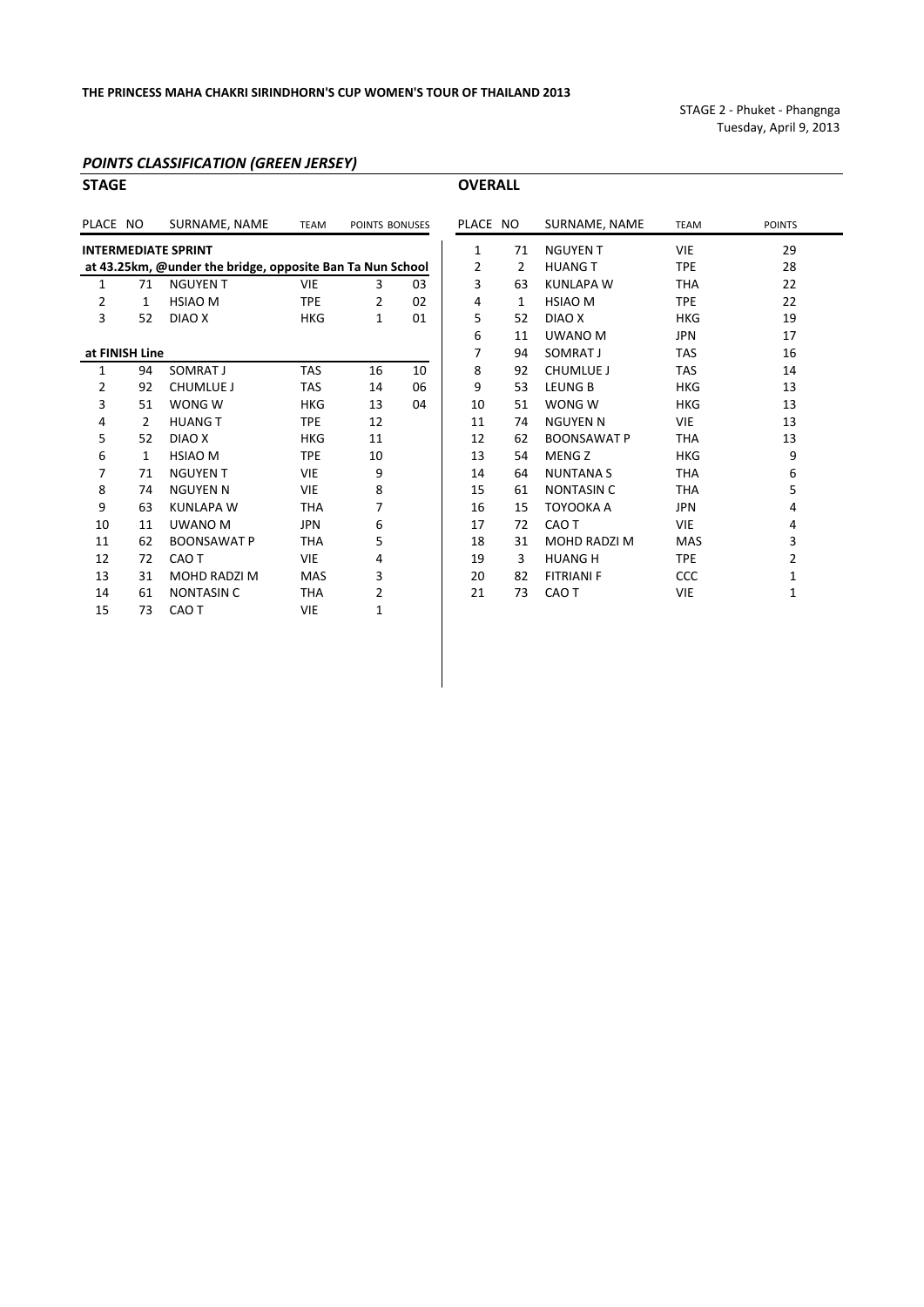**THE PRINCESS MAHA CHAKRI SIRINDHORN'S CUP WOMEN'S TOUR OF THAILAND 2013**

STAGE 2 - Phuket - Phangnga
Tuesday, April 9, 2013

## *POINTS CLASSIFICATION (GREEN JERSEY)*

### STAGE

| PLACE | NO | SURNAME, NAME | TEAM | POINTS | BONUSES |
|---|---|---|---|---|---|
| **INTERMEDIATE SPRINT** | | | | | |
| **at 43.25km, @under the bridge, opposite Ban Ta Nun School** | | | | | |
| 1 | 71 | NGUYEN T | VIE | 3 | 03 |
| 2 | 1 | HSIAO M | TPE | 2 | 02 |
| 3 | 52 | DIAO X | HKG | 1 | 01 |
| **at FINISH Line** | | | | | |
| 1 | 94 | SOMRAT J | TAS | 16 | 10 |
| 2 | 92 | CHUMLUE J | TAS | 14 | 06 |
| 3 | 51 | WONG W | HKG | 13 | 04 |
| 4 | 2 | HUANG T | TPE | 12 | |
| 5 | 52 | DIAO X | HKG | 11 | |
| 6 | 1 | HSIAO M | TPE | 10 | |
| 7 | 71 | NGUYEN T | VIE | 9 | |
| 8 | 74 | NGUYEN N | VIE | 8 | |
| 9 | 63 | KUNLAPA W | THA | 7 | |
| 10 | 11 | UWANO M | JPN | 6 | |
| 11 | 62 | BOONSAWAT P | THA | 5 | |
| 12 | 72 | CAO T | VIE | 4 | |
| 13 | 31 | MOHD RADZI M | MAS | 3 | |
| 14 | 61 | NONTASIN C | THA | 2 | |
| 15 | 73 | CAO T | VIE | 1 | |

### OVERALL

| PLACE | NO | SURNAME, NAME | TEAM | POINTS |
|---|---|---|---|---|
| 1 | 71 | NGUYEN T | VIE | 29 |
| 2 | 2 | HUANG T | TPE | 28 |
| 3 | 63 | KUNLAPA W | THA | 22 |
| 4 | 1 | HSIAO M | TPE | 22 |
| 5 | 52 | DIAO X | HKG | 19 |
| 6 | 11 | UWANO M | JPN | 17 |
| 7 | 94 | SOMRAT J | TAS | 16 |
| 8 | 92 | CHUMLUE J | TAS | 14 |
| 9 | 53 | LEUNG B | HKG | 13 |
| 10 | 51 | WONG W | HKG | 13 |
| 11 | 74 | NGUYEN N | VIE | 13 |
| 12 | 62 | BOONSAWAT P | THA | 13 |
| 13 | 54 | MENG Z | HKG | 9 |
| 14 | 64 | NUNTANA S | THA | 6 |
| 15 | 61 | NONTASIN C | THA | 5 |
| 16 | 15 | TOYOOKA A | JPN | 4 |
| 17 | 72 | CAO T | VIE | 4 |
| 18 | 31 | MOHD RADZI M | MAS | 3 |
| 19 | 3 | HUANG H | TPE | 2 |
| 20 | 82 | FITRIANI F | CCC | 1 |
| 21 | 73 | CAO T | VIE | 1 |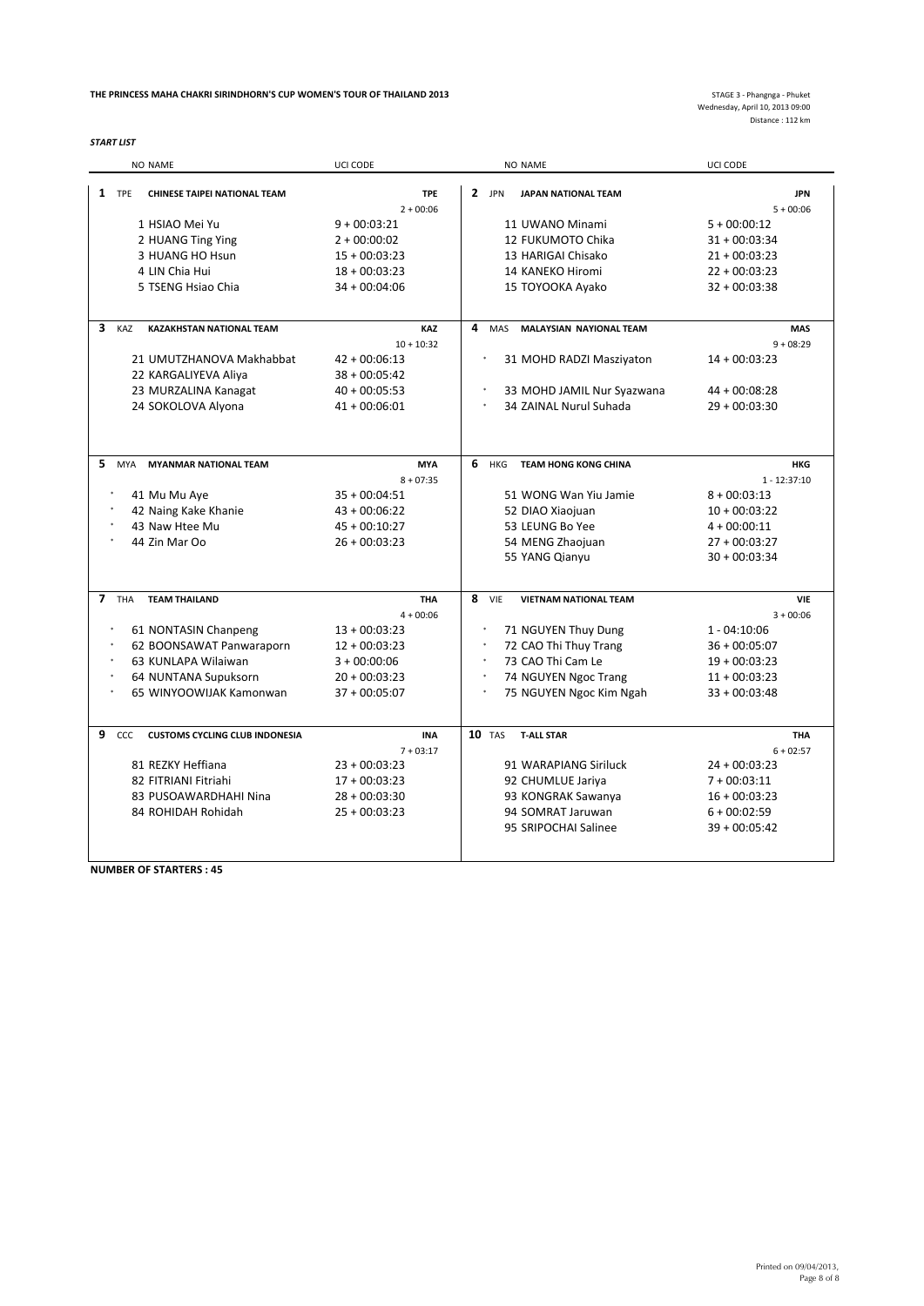**THE PRINCESS MAHA CHAKRI SIRINDHORN'S CUP WOMEN'S TOUR OF THAILAND 2013**

STAGE 3 - Phangnga - Phuket
Wednesday, April 10, 2013 09:00
Distance : 112 km

***START LIST***

| NO NAME | UCI CODE | NO NAME | UCI CODE |
|---|---|---|---|
| **1** TPE **CHINESE TAIPEI NATIONAL TEAM** | **TPE** | **2** JPN **JAPAN NATIONAL TEAM** | **JPN** |
| | 2 + 00:06 | | 5 + 00:06 |
| 1 HSIAO Mei Yu | 9 + 00:03:21 | 11 UWANO Minami | 5 + 00:00:12 |
| 2 HUANG Ting Ying | 2 + 00:00:02 | 12 FUKUMOTO Chika | 31 + 00:03:34 |
| 3 HUANG HO Hsun | 15 + 00:03:23 | 13 HARIGAI Chisako | 21 + 00:03:23 |
| 4 LIN Chia Hui | 18 + 00:03:23 | 14 KANEKO Hiromi | 22 + 00:03:23 |
| 5 TSENG Hsiao Chia | 34 + 00:04:06 | 15 TOYOOKA Ayako | 32 + 00:03:38 |
| **3** KAZ **KAZAKHSTAN NATIONAL TEAM** | **KAZ** | **4** MAS **MALAYSIAN NAYIONAL TEAM** | **MAS** |
| | 10 + 10:32 | | 9 + 08:29 |
| 21 UMUTZHANOVA Makhabbat | 42 + 00:06:13 | * 31 MOHD RADZI Masziyaton | 14 + 00:03:23 |
| 22 KARGALIYEVA Aliya | 38 + 00:05:42 | | |
| 23 MURZALINA Kanagat | 40 + 00:05:53 | * 33 MOHD JAMIL Nur Syazwana | 44 + 00:08:28 |
| 24 SOKOLOVA Alyona | 41 + 00:06:01 | * 34 ZAINAL Nurul Suhada | 29 + 00:03:30 |
| **5** MYA **MYANMAR NATIONAL TEAM** | **MYA** | **6** HKG **TEAM HONG KONG CHINA** | **HKG** |
| | 8 + 07:35 | | 1 - 12:37:10 |
| * 41 Mu Mu Aye | 35 + 00:04:51 | 51 WONG Wan Yiu Jamie | 8 + 00:03:13 |
| * 42 Naing Kake Khanie | 43 + 00:06:22 | 52 DIAO Xiaojuan | 10 + 00:03:22 |
| * 43 Naw Htee Mu | 45 + 00:10:27 | 53 LEUNG Bo Yee | 4 + 00:00:11 |
| * 44 Zin Mar Oo | 26 + 00:03:23 | 54 MENG Zhaojuan | 27 + 00:03:27 |
| | | 55 YANG Qianyu | 30 + 00:03:34 |
| **7** THA **TEAM THAILAND** | **THA** | **8** VIE **VIETNAM NATIONAL TEAM** | **VIE** |
| | 4 + 00:06 | | 3 + 00:06 |
| * 61 NONTASIN Chanpeng | 13 + 00:03:23 | * 71 NGUYEN Thuy Dung | 1 - 04:10:06 |
| * 62 BOONSAWAT Panwaraporn | 12 + 00:03:23 | * 72 CAO Thi Thuy Trang | 36 + 00:05:07 |
| * 63 KUNLAPA Wilaiwan | 3 + 00:00:06 | * 73 CAO Thi Cam Le | 19 + 00:03:23 |
| * 64 NUNTANA Supuksorn | 20 + 00:03:23 | * 74 NGUYEN Ngoc Trang | 11 + 00:03:23 |
| * 65 WINYOOWIJAK Kamonwan | 37 + 00:05:07 | * 75 NGUYEN Ngoc Kim Ngah | 33 + 00:03:48 |
| **9** CCC **CUSTOMS CYCLING CLUB INDONESIA** | **INA** | **10** TAS **T-ALL STAR** | **THA** |
| | 7 + 03:17 | | 6 + 02:57 |
| 81 REZKY Heffiana | 23 + 00:03:23 | 91 WARAPIANG Siriluck | 24 + 00:03:23 |
| 82 FITRIANI Fitriahi | 17 + 00:03:23 | 92 CHUMLUE Jariya | 7 + 00:03:11 |
| 83 PUSOAWARDHAHI Nina | 28 + 00:03:30 | 93 KONGRAK Sawanya | 16 + 00:03:23 |
| 84 ROHIDAH Rohidah | 25 + 00:03:23 | 94 SOMRAT Jaruwan | 6 + 00:02:59 |
| | | 95 SRIPOCHAI Salinee | 39 + 00:05:42 |

**NUMBER OF STARTERS : 45**

Printed on 09/04/2013,